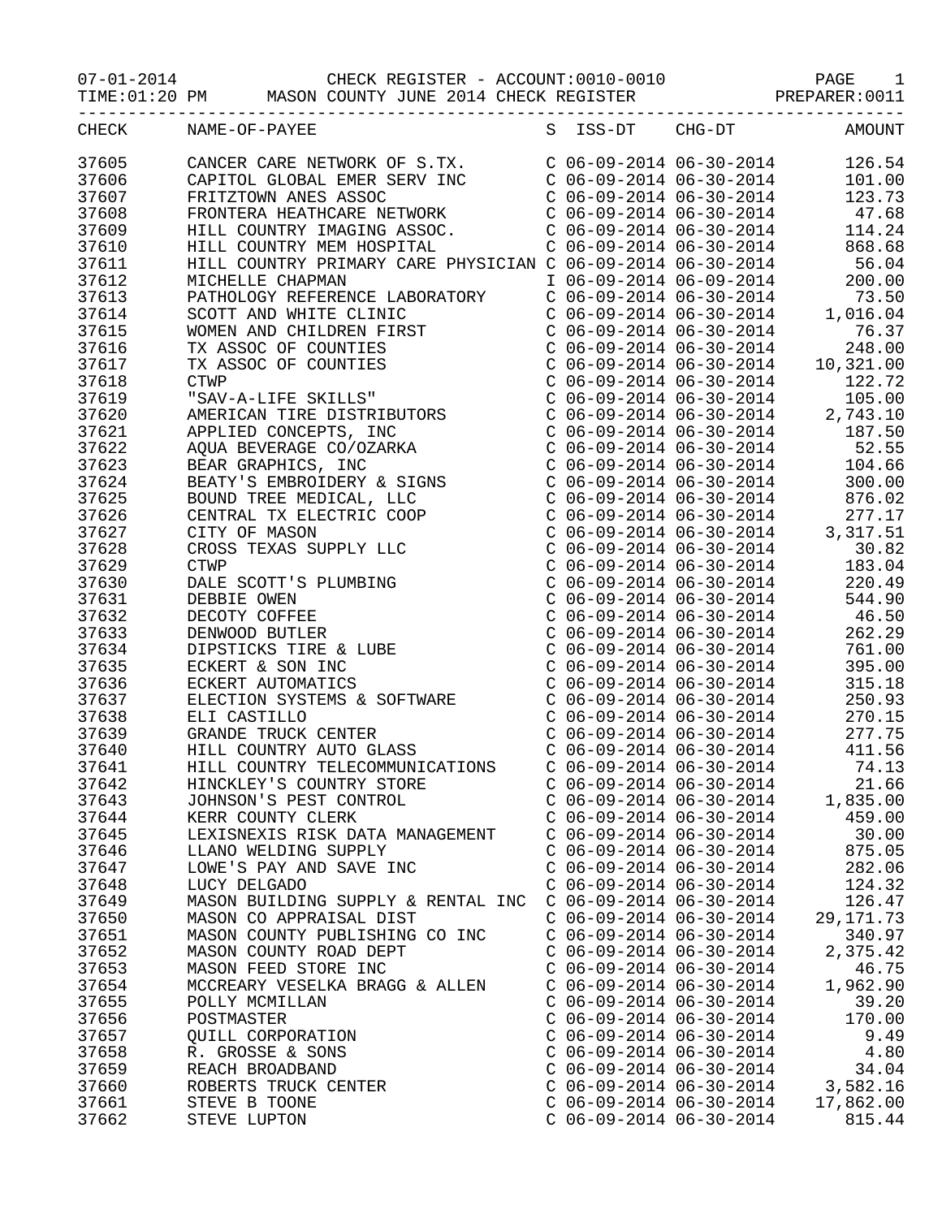07-01-2014 CHECK REGISTER - ACCOUNT:0010-0010 PAGE 1
TIME:01:20 PM MASON COUNTY JUNE 2014 CHECK REGISTER PREPARER:0011

| CHECK | NAME-OF-PAYEE | S | ISS-DT | CHG-DT | AMOUNT |
|---|---|---|---|---|---|
| 37605 | CANCER CARE NETWORK OF S.TX. | C | 06-09-2014 | 06-30-2014 | 126.54 |
| 37606 | CAPITOL GLOBAL EMER SERV INC | C | 06-09-2014 | 06-30-2014 | 101.00 |
| 37607 | FRITZTOWN ANES ASSOC | C | 06-09-2014 | 06-30-2014 | 123.73 |
| 37608 | FRONTERA HEATHCARE NETWORK | C | 06-09-2014 | 06-30-2014 | 47.68 |
| 37609 | HILL COUNTRY IMAGING ASSOC. | C | 06-09-2014 | 06-30-2014 | 114.24 |
| 37610 | HILL COUNTRY MEM HOSPITAL | C | 06-09-2014 | 06-30-2014 | 868.68 |
| 37611 | HILL COUNTRY PRIMARY CARE PHYSICIAN | C | 06-09-2014 | 06-30-2014 | 56.04 |
| 37612 | MICHELLE CHAPMAN | I | 06-09-2014 | 06-09-2014 | 200.00 |
| 37613 | PATHOLOGY REFERENCE LABORATORY | C | 06-09-2014 | 06-30-2014 | 73.50 |
| 37614 | SCOTT AND WHITE CLINIC | C | 06-09-2014 | 06-30-2014 | 1,016.04 |
| 37615 | WOMEN AND CHILDREN FIRST | C | 06-09-2014 | 06-30-2014 | 76.37 |
| 37616 | TX ASSOC OF COUNTIES | C | 06-09-2014 | 06-30-2014 | 248.00 |
| 37617 | TX ASSOC OF COUNTIES | C | 06-09-2014 | 06-30-2014 | 10,321.00 |
| 37618 | CTWP | C | 06-09-2014 | 06-30-2014 | 122.72 |
| 37619 | "SAV-A-LIFE SKILLS" | C | 06-09-2014 | 06-30-2014 | 105.00 |
| 37620 | AMERICAN TIRE DISTRIBUTORS | C | 06-09-2014 | 06-30-2014 | 2,743.10 |
| 37621 | APPLIED CONCEPTS, INC | C | 06-09-2014 | 06-30-2014 | 187.50 |
| 37622 | AQUA BEVERAGE CO/OZARKA | C | 06-09-2014 | 06-30-2014 | 52.55 |
| 37623 | BEAR GRAPHICS, INC | C | 06-09-2014 | 06-30-2014 | 104.66 |
| 37624 | BEATY'S EMBROIDERY & SIGNS | C | 06-09-2014 | 06-30-2014 | 300.00 |
| 37625 | BOUND TREE MEDICAL, LLC | C | 06-09-2014 | 06-30-2014 | 876.02 |
| 37626 | CENTRAL TX ELECTRIC COOP | C | 06-09-2014 | 06-30-2014 | 277.17 |
| 37627 | CITY OF MASON | C | 06-09-2014 | 06-30-2014 | 3,317.51 |
| 37628 | CROSS TEXAS SUPPLY LLC | C | 06-09-2014 | 06-30-2014 | 30.82 |
| 37629 | CTWP | C | 06-09-2014 | 06-30-2014 | 183.04 |
| 37630 | DALE SCOTT'S PLUMBING | C | 06-09-2014 | 06-30-2014 | 220.49 |
| 37631 | DEBBIE OWEN | C | 06-09-2014 | 06-30-2014 | 544.90 |
| 37632 | DECOTY COFFEE | C | 06-09-2014 | 06-30-2014 | 46.50 |
| 37633 | DENWOOD BUTLER | C | 06-09-2014 | 06-30-2014 | 262.29 |
| 37634 | DIPSTICKS TIRE & LUBE | C | 06-09-2014 | 06-30-2014 | 761.00 |
| 37635 | ECKERT & SON INC | C | 06-09-2014 | 06-30-2014 | 395.00 |
| 37636 | ECKERT AUTOMATICS | C | 06-09-2014 | 06-30-2014 | 315.18 |
| 37637 | ELECTION SYSTEMS & SOFTWARE | C | 06-09-2014 | 06-30-2014 | 250.93 |
| 37638 | ELI CASTILLO | C | 06-09-2014 | 06-30-2014 | 270.15 |
| 37639 | GRANDE TRUCK CENTER | C | 06-09-2014 | 06-30-2014 | 277.75 |
| 37640 | HILL COUNTRY AUTO GLASS | C | 06-09-2014 | 06-30-2014 | 411.56 |
| 37641 | HILL COUNTRY TELECOMMUNICATIONS | C | 06-09-2014 | 06-30-2014 | 74.13 |
| 37642 | HINCKLEY'S COUNTRY STORE | C | 06-09-2014 | 06-30-2014 | 21.66 |
| 37643 | JOHNSON'S PEST CONTROL | C | 06-09-2014 | 06-30-2014 | 1,835.00 |
| 37644 | KERR COUNTY CLERK | C | 06-09-2014 | 06-30-2014 | 459.00 |
| 37645 | LEXISNEXIS RISK DATA MANAGEMENT | C | 06-09-2014 | 06-30-2014 | 30.00 |
| 37646 | LLANO WELDING SUPPLY | C | 06-09-2014 | 06-30-2014 | 875.05 |
| 37647 | LOWE'S PAY AND SAVE INC | C | 06-09-2014 | 06-30-2014 | 282.06 |
| 37648 | LUCY DELGADO | C | 06-09-2014 | 06-30-2014 | 124.32 |
| 37649 | MASON BUILDING SUPPLY & RENTAL INC | C | 06-09-2014 | 06-30-2014 | 126.47 |
| 37650 | MASON CO APPRAISAL DIST | C | 06-09-2014 | 06-30-2014 | 29,171.73 |
| 37651 | MASON COUNTY PUBLISHING CO INC | C | 06-09-2014 | 06-30-2014 | 340.97 |
| 37652 | MASON COUNTY ROAD DEPT | C | 06-09-2014 | 06-30-2014 | 2,375.42 |
| 37653 | MASON FEED STORE INC | C | 06-09-2014 | 06-30-2014 | 46.75 |
| 37654 | MCCREARY VESELKA BRAGG & ALLEN | C | 06-09-2014 | 06-30-2014 | 1,962.90 |
| 37655 | POLLY MCMILLAN | C | 06-09-2014 | 06-30-2014 | 39.20 |
| 37656 | POSTMASTER | C | 06-09-2014 | 06-30-2014 | 170.00 |
| 37657 | QUILL CORPORATION | C | 06-09-2014 | 06-30-2014 | 9.49 |
| 37658 | R. GROSSE & SONS | C | 06-09-2014 | 06-30-2014 | 4.80 |
| 37659 | REACH BROADBAND | C | 06-09-2014 | 06-30-2014 | 34.04 |
| 37660 | ROBERTS TRUCK CENTER | C | 06-09-2014 | 06-30-2014 | 3,582.16 |
| 37661 | STEVE B TOONE | C | 06-09-2014 | 06-30-2014 | 17,862.00 |
| 37662 | STEVE LUPTON | C | 06-09-2014 | 06-30-2014 | 815.44 |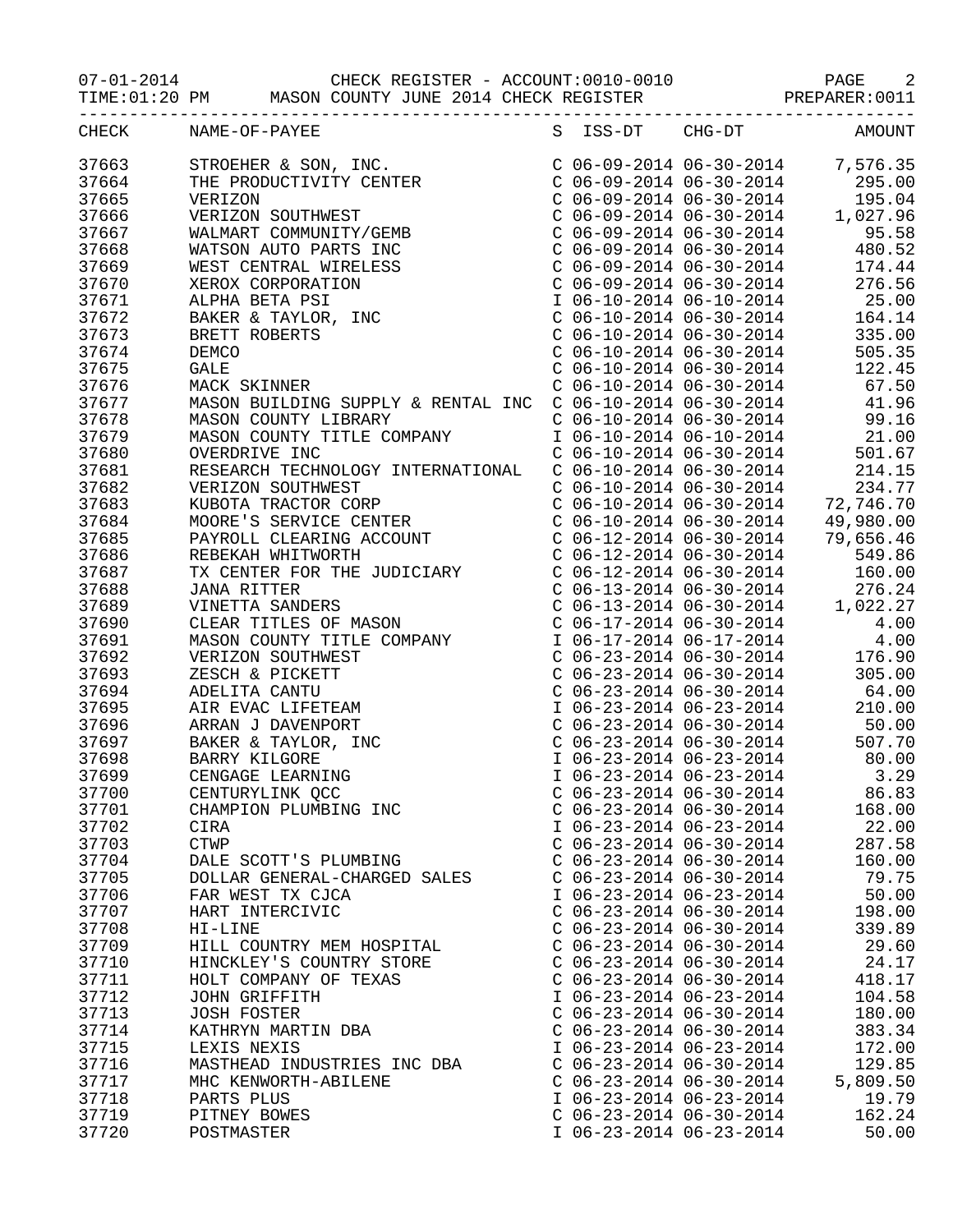CHECK REGISTER - ACCOUNT:0010-0010

MASON COUNTY JUNE 2014 CHECK REGISTER

07-01-2014 TIME:01:20 PM PREPARER:0011

| CHECK | NAME-OF-PAYEE | S | ISS-DT | CHG-DT | AMOUNT |
|---|---|---|---|---|---|
| 37663 | STROEHER & SON, INC. | C | 06-09-2014 | 06-30-2014 | 7,576.35 |
| 37664 | THE PRODUCTIVITY CENTER | C | 06-09-2014 | 06-30-2014 | 295.00 |
| 37665 | VERIZON | C | 06-09-2014 | 06-30-2014 | 195.04 |
| 37666 | VERIZON SOUTHWEST | C | 06-09-2014 | 06-30-2014 | 1,027.96 |
| 37667 | WALMART COMMUNITY/GEMB | C | 06-09-2014 | 06-30-2014 | 95.58 |
| 37668 | WATSON AUTO PARTS INC | C | 06-09-2014 | 06-30-2014 | 480.52 |
| 37669 | WEST CENTRAL WIRELESS | C | 06-09-2014 | 06-30-2014 | 174.44 |
| 37670 | XEROX CORPORATION | C | 06-09-2014 | 06-30-2014 | 276.56 |
| 37671 | ALPHA BETA PSI | I | 06-10-2014 | 06-10-2014 | 25.00 |
| 37672 | BAKER & TAYLOR, INC | C | 06-10-2014 | 06-30-2014 | 164.14 |
| 37673 | BRETT ROBERTS | C | 06-10-2014 | 06-30-2014 | 335.00 |
| 37674 | DEMCO | C | 06-10-2014 | 06-30-2014 | 505.35 |
| 37675 | GALE | C | 06-10-2014 | 06-30-2014 | 122.45 |
| 37676 | MACK SKINNER | C | 06-10-2014 | 06-30-2014 | 67.50 |
| 37677 | MASON BUILDING SUPPLY & RENTAL INC | C | 06-10-2014 | 06-30-2014 | 41.96 |
| 37678 | MASON COUNTY LIBRARY | C | 06-10-2014 | 06-30-2014 | 99.16 |
| 37679 | MASON COUNTY TITLE COMPANY | I | 06-10-2014 | 06-10-2014 | 21.00 |
| 37680 | OVERDRIVE INC | C | 06-10-2014 | 06-30-2014 | 501.67 |
| 37681 | RESEARCH TECHNOLOGY INTERNATIONAL | C | 06-10-2014 | 06-30-2014 | 214.15 |
| 37682 | VERIZON SOUTHWEST | C | 06-10-2014 | 06-30-2014 | 234.77 |
| 37683 | KUBOTA TRACTOR CORP | C | 06-10-2014 | 06-30-2014 | 72,746.70 |
| 37684 | MOORE'S SERVICE CENTER | C | 06-10-2014 | 06-30-2014 | 49,980.00 |
| 37685 | PAYROLL CLEARING ACCOUNT | C | 06-12-2014 | 06-30-2014 | 79,656.46 |
| 37686 | REBEKAH WHITWORTH | C | 06-12-2014 | 06-30-2014 | 549.86 |
| 37687 | TX CENTER FOR THE JUDICIARY | C | 06-12-2014 | 06-30-2014 | 160.00 |
| 37688 | JANA RITTER | C | 06-13-2014 | 06-30-2014 | 276.24 |
| 37689 | VINETTA SANDERS | C | 06-13-2014 | 06-30-2014 | 1,022.27 |
| 37690 | CLEAR TITLES OF MASON | C | 06-17-2014 | 06-30-2014 | 4.00 |
| 37691 | MASON COUNTY TITLE COMPANY | I | 06-17-2014 | 06-17-2014 | 4.00 |
| 37692 | VERIZON SOUTHWEST | C | 06-23-2014 | 06-30-2014 | 176.90 |
| 37693 | ZESCH & PICKETT | C | 06-23-2014 | 06-30-2014 | 305.00 |
| 37694 | ADELITA CANTU | C | 06-23-2014 | 06-30-2014 | 64.00 |
| 37695 | AIR EVAC LIFETEAM | I | 06-23-2014 | 06-23-2014 | 210.00 |
| 37696 | ARRAN J DAVENPORT | C | 06-23-2014 | 06-30-2014 | 50.00 |
| 37697 | BAKER & TAYLOR, INC | C | 06-23-2014 | 06-30-2014 | 507.70 |
| 37698 | BARRY KILGORE | I | 06-23-2014 | 06-23-2014 | 80.00 |
| 37699 | CENGAGE LEARNING | I | 06-23-2014 | 06-23-2014 | 3.29 |
| 37700 | CENTURYLINK QCC | C | 06-23-2014 | 06-30-2014 | 86.83 |
| 37701 | CHAMPION PLUMBING INC | C | 06-23-2014 | 06-30-2014 | 168.00 |
| 37702 | CIRA | I | 06-23-2014 | 06-23-2014 | 22.00 |
| 37703 | CTWP | C | 06-23-2014 | 06-30-2014 | 287.58 |
| 37704 | DALE SCOTT'S PLUMBING | C | 06-23-2014 | 06-30-2014 | 160.00 |
| 37705 | DOLLAR GENERAL-CHARGED SALES | C | 06-23-2014 | 06-30-2014 | 79.75 |
| 37706 | FAR WEST TX CJCA | I | 06-23-2014 | 06-23-2014 | 50.00 |
| 37707 | HART INTERCIVIC | C | 06-23-2014 | 06-30-2014 | 198.00 |
| 37708 | HI-LINE | C | 06-23-2014 | 06-30-2014 | 339.89 |
| 37709 | HILL COUNTRY MEM HOSPITAL | C | 06-23-2014 | 06-30-2014 | 29.60 |
| 37710 | HINCKLEY'S COUNTRY STORE | C | 06-23-2014 | 06-30-2014 | 24.17 |
| 37711 | HOLT COMPANY OF TEXAS | C | 06-23-2014 | 06-30-2014 | 418.17 |
| 37712 | JOHN GRIFFITH | I | 06-23-2014 | 06-23-2014 | 104.58 |
| 37713 | JOSH FOSTER | C | 06-23-2014 | 06-30-2014 | 180.00 |
| 37714 | KATHRYN MARTIN DBA | C | 06-23-2014 | 06-30-2014 | 383.34 |
| 37715 | LEXIS NEXIS | I | 06-23-2014 | 06-23-2014 | 172.00 |
| 37716 | MASTHEAD INDUSTRIES INC DBA | C | 06-23-2014 | 06-30-2014 | 129.85 |
| 37717 | MHC KENWORTH-ABILENE | C | 06-23-2014 | 06-30-2014 | 5,809.50 |
| 37718 | PARTS PLUS | I | 06-23-2014 | 06-23-2014 | 19.79 |
| 37719 | PITNEY BOWES | C | 06-23-2014 | 06-30-2014 | 162.24 |
| 37720 | POSTMASTER | I | 06-23-2014 | 06-23-2014 | 50.00 |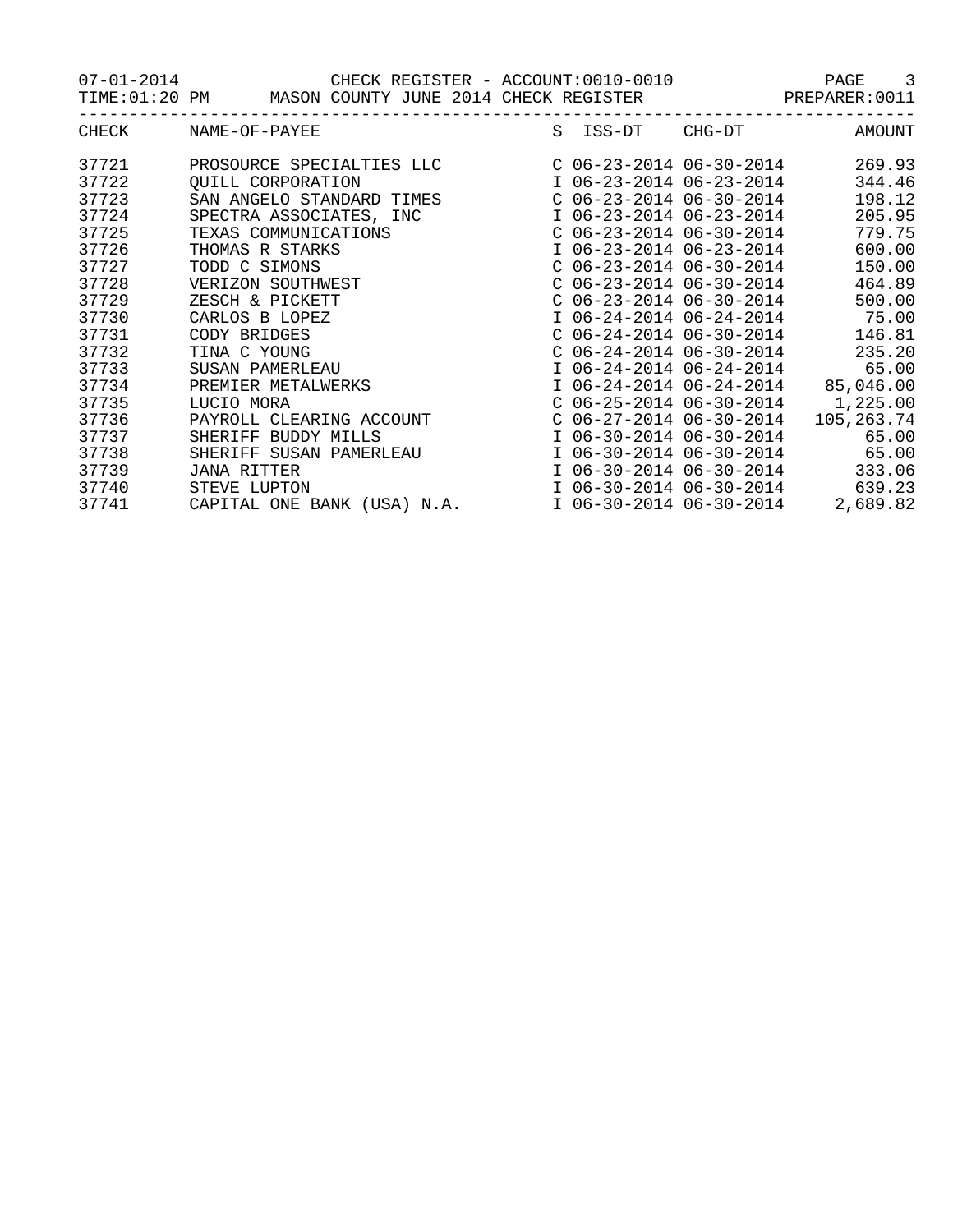07-01-2014 CHECK REGISTER - ACCOUNT:0010-0010
TIME:01:20 PM MASON COUNTY JUNE 2014 CHECK REGISTER PREPARER:0011

| CHECK | NAME-OF-PAYEE | S | ISS-DT | CHG-DT | AMOUNT |
|---|---|---|---|---|---|
| 37721 | PROSOURCE SPECIALTIES LLC | C | 06-23-2014 | 06-30-2014 | 269.93 |
| 37722 | QUILL CORPORATION | I | 06-23-2014 | 06-23-2014 | 344.46 |
| 37723 | SAN ANGELO STANDARD TIMES | C | 06-23-2014 | 06-30-2014 | 198.12 |
| 37724 | SPECTRA ASSOCIATES, INC | I | 06-23-2014 | 06-23-2014 | 205.95 |
| 37725 | TEXAS COMMUNICATIONS | C | 06-23-2014 | 06-30-2014 | 779.75 |
| 37726 | THOMAS R STARKS | I | 06-23-2014 | 06-23-2014 | 600.00 |
| 37727 | TODD C SIMONS | C | 06-23-2014 | 06-30-2014 | 150.00 |
| 37728 | VERIZON SOUTHWEST | C | 06-23-2014 | 06-30-2014 | 464.89 |
| 37729 | ZESCH & PICKETT | C | 06-23-2014 | 06-30-2014 | 500.00 |
| 37730 | CARLOS B LOPEZ | I | 06-24-2014 | 06-24-2014 | 75.00 |
| 37731 | CODY BRIDGES | C | 06-24-2014 | 06-30-2014 | 146.81 |
| 37732 | TINA C YOUNG | C | 06-24-2014 | 06-30-2014 | 235.20 |
| 37733 | SUSAN PAMERLEAU | I | 06-24-2014 | 06-24-2014 | 65.00 |
| 37734 | PREMIER METALWERKS | I | 06-24-2014 | 06-24-2014 | 85,046.00 |
| 37735 | LUCIO MORA | C | 06-25-2014 | 06-30-2014 | 1,225.00 |
| 37736 | PAYROLL CLEARING ACCOUNT | C | 06-27-2014 | 06-30-2014 | 105,263.74 |
| 37737 | SHERIFF BUDDY MILLS | I | 06-30-2014 | 06-30-2014 | 65.00 |
| 37738 | SHERIFF SUSAN PAMERLEAU | I | 06-30-2014 | 06-30-2014 | 65.00 |
| 37739 | JANA RITTER | I | 06-30-2014 | 06-30-2014 | 333.06 |
| 37740 | STEVE LUPTON | I | 06-30-2014 | 06-30-2014 | 639.23 |
| 37741 | CAPITAL ONE BANK (USA) N.A. | I | 06-30-2014 | 06-30-2014 | 2,689.82 |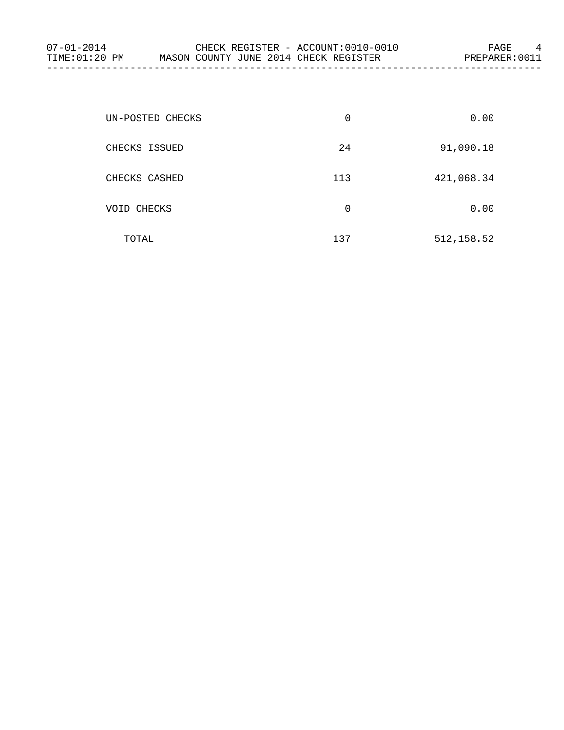| | | |
|---|---|---|
| UN-POSTED CHECKS | 0 | 0.00 |
| CHECKS ISSUED | 24 | 91,090.18 |
| CHECKS CASHED | 113 | 421,068.34 |
| VOID CHECKS | 0 | 0.00 |
| TOTAL | 137 | 512,158.52 |